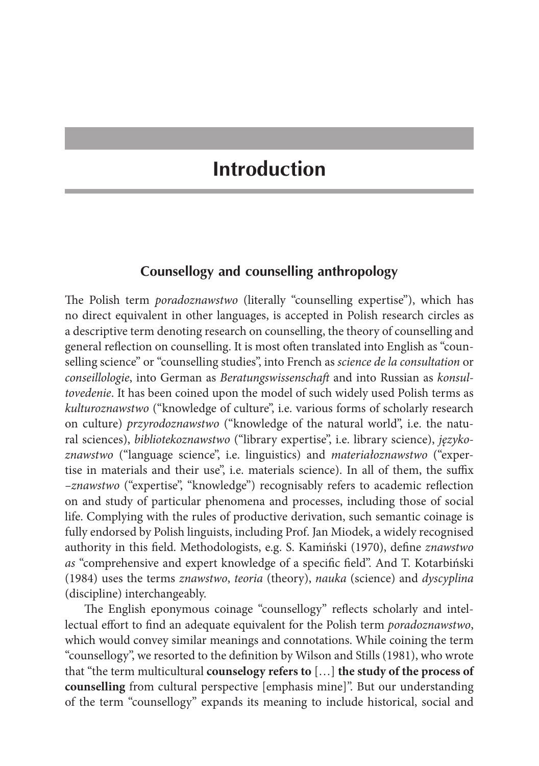# Introduction

## Counsellogy and counselling anthropology

The Polish term *poradoznawstwo* (literally "counselling expertise"), which has no direct equivalent in other languages, is accepted in Polish research circles as a descriptive term denoting research on counselling, the theory of counselling and general reflection on counselling. It is most often translated into English as "counselling science" or "counselling studies", into French as *science de la consultation* or *conseillologie*, into German as *Beratungswissenschaft* and into Russian as *konsultovedenie*. It has been coined upon the model of such widely used Polish terms as *kulturoznawstwo* ("knowledge of culture", i.e. various forms of scholarly research on culture) *przyrodoznawstwo* ("knowledge of the natural world", i.e. the natural sciences), *bibliotekoznawstwo* ("library expertise", i.e. library science), *językoznawstwo* ("language science", i.e. linguistics) and *materiałoznawstwo* ("expertise in materials and their use", i.e. materials science). In all of them, the suffix –*znawstwo* ("expertise", "knowledge") recognisably refers to academic reflection on and study of particular phenomena and processes, including those of social life. Complying with the rules of productive derivation, such semantic coinage is fully endorsed by Polish linguists, including Prof. Jan Miodek, a widely recognised authority in this field. Methodologists, e.g. S. Kamiński (1970), define *znawstwo as* "comprehensive and expert knowledge of a specific field". And T. Kotarbiński (1984) uses the terms *znawstwo*, *teoria* (theory), *nauka* (science) and *dyscyplina* (discipline) interchangeably.

The English eponymous coinage "counsellogy" reflects scholarly and intellectual effort to find an adequate equivalent for the Polish term *poradoznawstwo*, which would convey similar meanings and connotations. While coining the term "counsellogy", we resorted to the definition by Wilson and Stills (1981), who wrote that "the term multicultural **counselogy refers to** […] **the study of the process of counselling** from cultural perspective [emphasis mine]". But our understanding of the term "counsellogy" expands its meaning to include historical, social and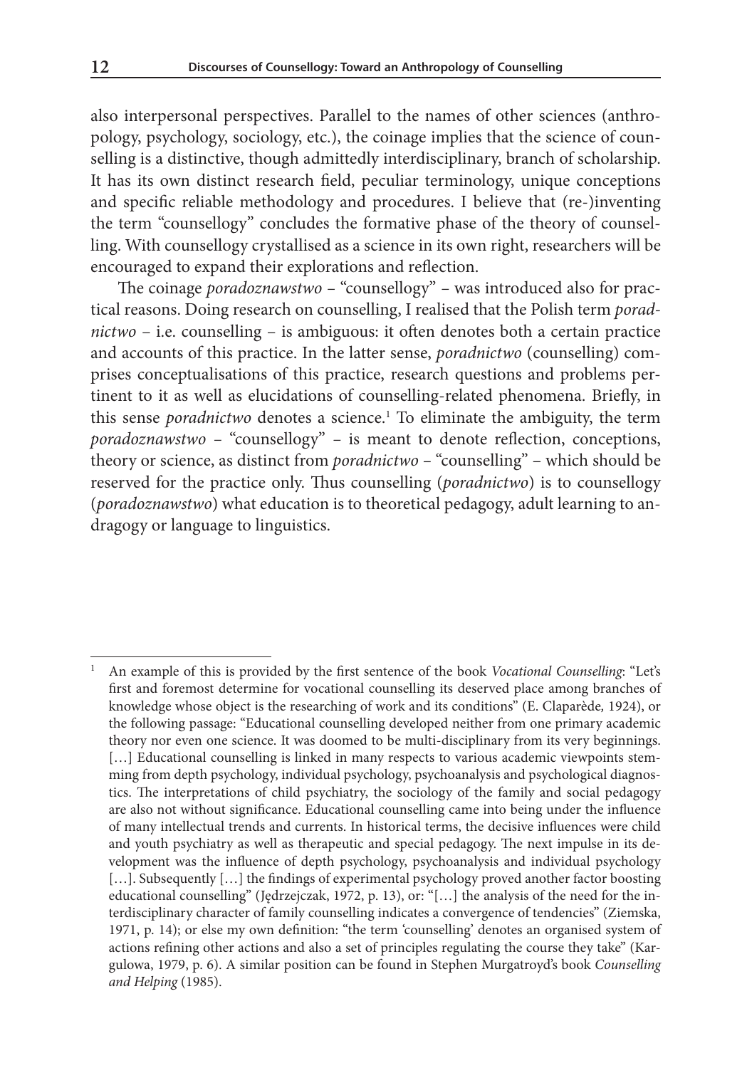also interpersonal perspectives. Parallel to the names of other sciences (anthropology, psychology, sociology, etc.), the coinage implies that the science of counselling is a distinctive, though admittedly interdisciplinary, branch of scholarship. It has its own distinct research field, peculiar terminology, unique conceptions and specific reliable methodology and procedures. I believe that (re-)inventing the term "counsellogy" concludes the formative phase of the theory of counselling. With counsellogy crystallised as a science in its own right, researchers will be encouraged to expand their explorations and reflection.

The coinage *poradoznawstwo* – "counsellogy" – was introduced also for practical reasons. Doing research on counselling, I realised that the Polish term *poradnictwo* – i.e. counselling – is ambiguous: it often denotes both a certain practice and accounts of this practice. In the latter sense, *poradnictwo* (counselling) comprises conceptualisations of this practice, research questions and problems pertinent to it as well as elucidations of counselling-related phenomena. Briefly, in this sense *poradnictwo* denotes a science.[1] To eliminate the ambiguity, the term *poradoznawstwo* – "counsellogy" – is meant to denote reflection, conceptions, theory or science, as distinct from *poradnictwo* – "counselling" – which should be reserved for the practice only. Thus counselling (*poradnictwo*) is to counsellogy (*poradoznawstwo*) what education is to theoretical pedagogy, adult learning to andragogy or language to linguistics.

---

[1] An example of this is provided by the first sentence of the book *Vocational Counselling*: "Let's first and foremost determine for vocational counselling its deserved place among branches of knowledge whose object is the researching of work and its conditions" (E. Claparède, 1924), or the following passage: "Educational counselling developed neither from one primary academic theory nor even one science. It was doomed to be multi-disciplinary from its very beginnings. […] Educational counselling is linked in many respects to various academic viewpoints stemming from depth psychology, individual psychology, psychoanalysis and psychological diagnostics. The interpretations of child psychiatry, the sociology of the family and social pedagogy are also not without significance. Educational counselling came into being under the influence of many intellectual trends and currents. In historical terms, the decisive influences were child and youth psychiatry as well as therapeutic and special pedagogy. The next impulse in its development was the influence of depth psychology, psychoanalysis and individual psychology […]. Subsequently […] the findings of experimental psychology proved another factor boosting educational counselling" (Jędrzejczak, 1972, p. 13), or: "[…] the analysis of the need for the interdisciplinary character of family counselling indicates a convergence of tendencies" (Ziemska, 1971, p. 14); or else my own definition: "the term 'counselling' denotes an organised system of actions refining other actions and also a set of principles regulating the course they take" (Kargulowa, 1979, p. 6). A similar position can be found in Stephen Murgatroyd's book *Counselling and Helping* (1985).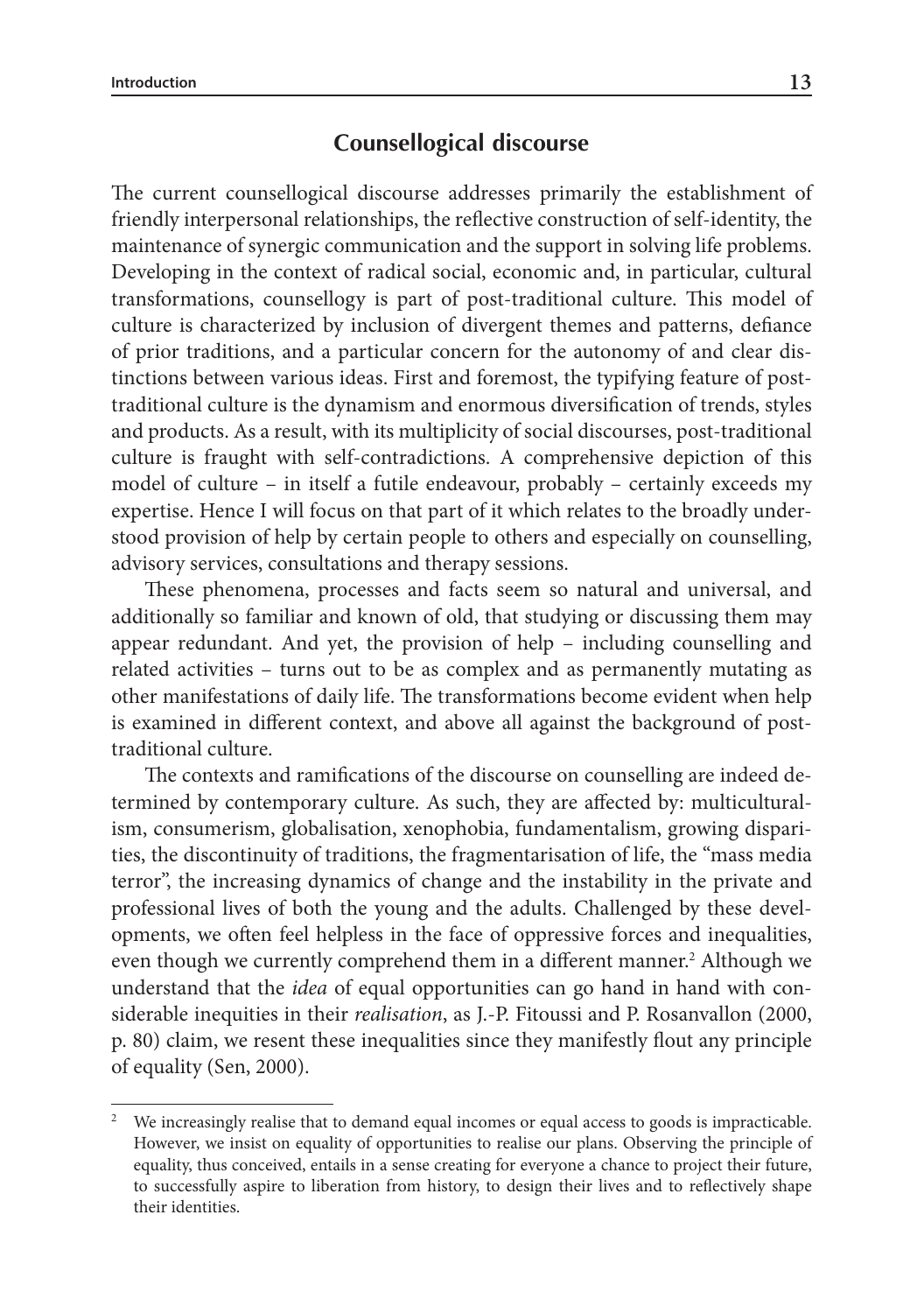## Counsellogical discourse

The current counsellogical discourse addresses primarily the establishment of friendly interpersonal relationships, the reflective construction of self-identity, the maintenance of synergic communication and the support in solving life problems. Developing in the context of radical social, economic and, in particular, cultural transformations, counsellogy is part of post-traditional culture. This model of culture is characterized by inclusion of divergent themes and patterns, defiance of prior traditions, and a particular concern for the autonomy of and clear distinctions between various ideas. First and foremost, the typifying feature of post-traditional culture is the dynamism and enormous diversification of trends, styles and products. As a result, with its multiplicity of social discourses, post-traditional culture is fraught with self-contradictions. A comprehensive depiction of this model of culture – in itself a futile endeavour, probably – certainly exceeds my expertise. Hence I will focus on that part of it which relates to the broadly understood provision of help by certain people to others and especially on counselling, advisory services, consultations and therapy sessions.

These phenomena, processes and facts seem so natural and universal, and additionally so familiar and known of old, that studying or discussing them may appear redundant. And yet, the provision of help – including counselling and related activities – turns out to be as complex and as permanently mutating as other manifestations of daily life. The transformations become evident when help is examined in different context, and above all against the background of post-traditional culture.

The contexts and ramifications of the discourse on counselling are indeed determined by contemporary culture. As such, they are affected by: multiculturalism, consumerism, globalisation, xenophobia, fundamentalism, growing disparities, the discontinuity of traditions, the fragmentarisation of life, the "mass media terror", the increasing dynamics of change and the instability in the private and professional lives of both the young and the adults. Challenged by these developments, we often feel helpless in the face of oppressive forces and inequalities, even though we currently comprehend them in a different manner.[2] Although we understand that the *idea* of equal opportunities can go hand in hand with considerable inequities in their *realisation*, as J.-P. Fitoussi and P. Rosanvallon (2000, p. 80) claim, we resent these inequalities since they manifestly flout any principle of equality (Sen, 2000).

[2] We increasingly realise that to demand equal incomes or equal access to goods is impracticable. However, we insist on equality of opportunities to realise our plans. Observing the principle of equality, thus conceived, entails in a sense creating for everyone a chance to project their future, to successfully aspire to liberation from history, to design their lives and to reflectively shape their identities.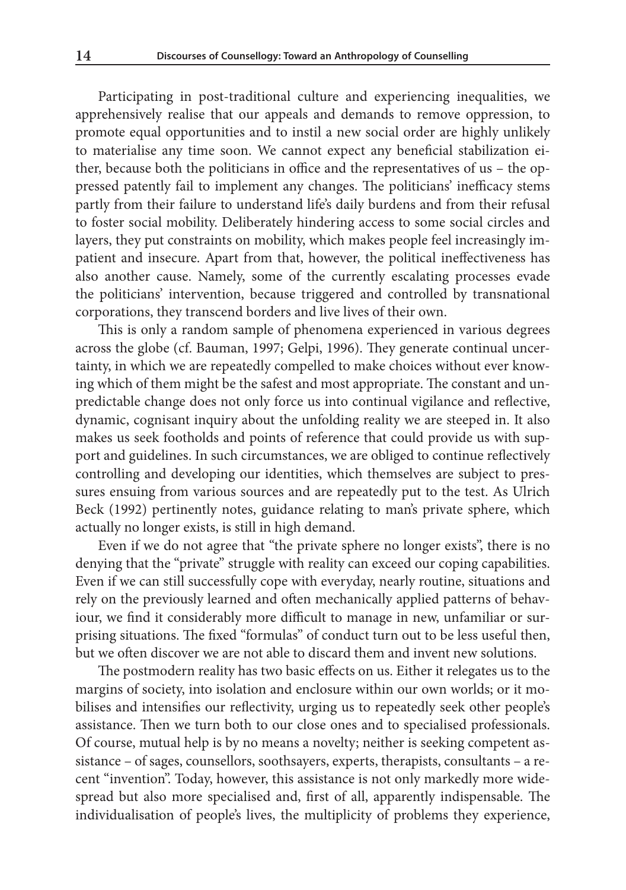Participating in post-traditional culture and experiencing inequalities, we apprehensively realise that our appeals and demands to remove oppression, to promote equal opportunities and to instil a new social order are highly unlikely to materialise any time soon. We cannot expect any beneficial stabilization either, because both the politicians in office and the representatives of us – the oppressed patently fail to implement any changes. The politicians' inefficacy stems partly from their failure to understand life's daily burdens and from their refusal to foster social mobility. Deliberately hindering access to some social circles and layers, they put constraints on mobility, which makes people feel increasingly impatient and insecure. Apart from that, however, the political ineffectiveness has also another cause. Namely, some of the currently escalating processes evade the politicians' intervention, because triggered and controlled by transnational corporations, they transcend borders and live lives of their own.

This is only a random sample of phenomena experienced in various degrees across the globe (cf. Bauman, 1997; Gelpi, 1996). They generate continual uncertainty, in which we are repeatedly compelled to make choices without ever knowing which of them might be the safest and most appropriate. The constant and unpredictable change does not only force us into continual vigilance and reflective, dynamic, cognisant inquiry about the unfolding reality we are steeped in. It also makes us seek footholds and points of reference that could provide us with support and guidelines. In such circumstances, we are obliged to continue reflectively controlling and developing our identities, which themselves are subject to pressures ensuing from various sources and are repeatedly put to the test. As Ulrich Beck (1992) pertinently notes, guidance relating to man's private sphere, which actually no longer exists, is still in high demand.

Even if we do not agree that "the private sphere no longer exists", there is no denying that the "private" struggle with reality can exceed our coping capabilities. Even if we can still successfully cope with everyday, nearly routine, situations and rely on the previously learned and often mechanically applied patterns of behaviour, we find it considerably more difficult to manage in new, unfamiliar or surprising situations. The fixed "formulas" of conduct turn out to be less useful then, but we often discover we are not able to discard them and invent new solutions.

The postmodern reality has two basic effects on us. Either it relegates us to the margins of society, into isolation and enclosure within our own worlds; or it mobilises and intensifies our reflectivity, urging us to repeatedly seek other people's assistance. Then we turn both to our close ones and to specialised professionals. Of course, mutual help is by no means a novelty; neither is seeking competent assistance – of sages, counsellors, soothsayers, experts, therapists, consultants – a recent "invention". Today, however, this assistance is not only markedly more widespread but also more specialised and, first of all, apparently indispensable. The individualisation of people's lives, the multiplicity of problems they experience,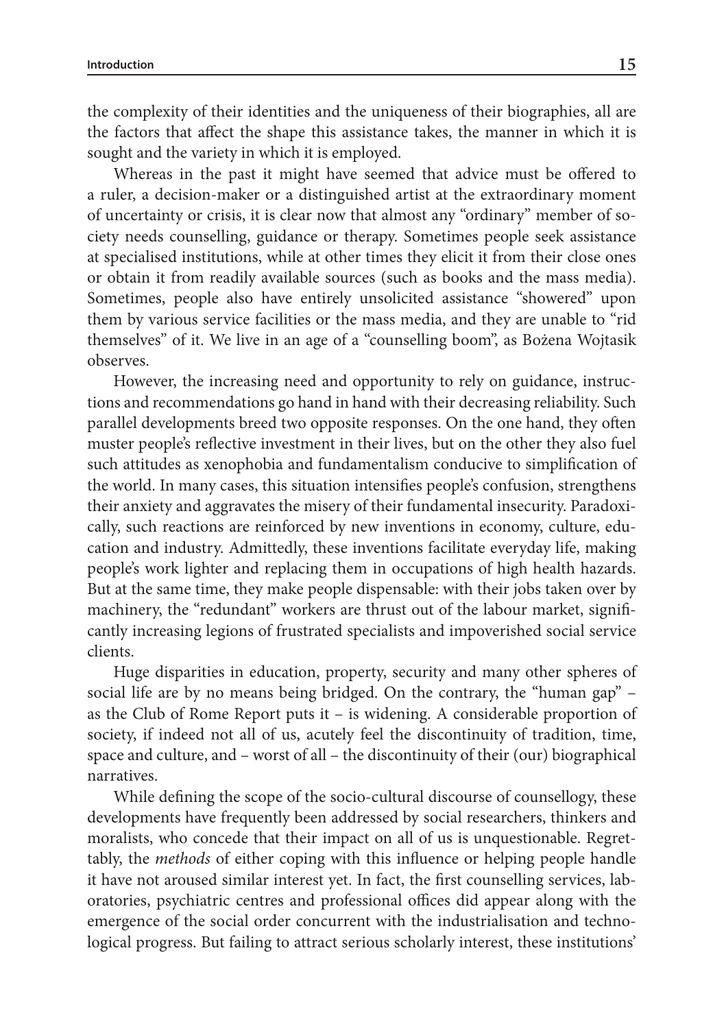the complexity of their identities and the uniqueness of their biographies, all are the factors that affect the shape this assistance takes, the manner in which it is sought and the variety in which it is employed.

Whereas in the past it might have seemed that advice must be offered to a ruler, a decision-maker or a distinguished artist at the extraordinary moment of uncertainty or crisis, it is clear now that almost any "ordinary" member of society needs counselling, guidance or therapy. Sometimes people seek assistance at specialised institutions, while at other times they elicit it from their close ones or obtain it from readily available sources (such as books and the mass media). Sometimes, people also have entirely unsolicited assistance "showered" upon them by various service facilities or the mass media, and they are unable to "rid themselves" of it. We live in an age of a "counselling boom", as Bożena Wojtasik observes.

However, the increasing need and opportunity to rely on guidance, instructions and recommendations go hand in hand with their decreasing reliability. Such parallel developments breed two opposite responses. On the one hand, they often muster people's reflective investment in their lives, but on the other they also fuel such attitudes as xenophobia and fundamentalism conducive to simplification of the world. In many cases, this situation intensifies people's confusion, strengthens their anxiety and aggravates the misery of their fundamental insecurity. Paradoxically, such reactions are reinforced by new inventions in economy, culture, education and industry. Admittedly, these inventions facilitate everyday life, making people's work lighter and replacing them in occupations of high health hazards. But at the same time, they make people dispensable: with their jobs taken over by machinery, the "redundant" workers are thrust out of the labour market, significantly increasing legions of frustrated specialists and impoverished social service clients.

Huge disparities in education, property, security and many other spheres of social life are by no means being bridged. On the contrary, the "human gap" – as the Club of Rome Report puts it – is widening. A considerable proportion of society, if indeed not all of us, acutely feel the discontinuity of tradition, time, space and culture, and – worst of all – the discontinuity of their (our) biographical narratives.

While defining the scope of the socio-cultural discourse of counsellogy, these developments have frequently been addressed by social researchers, thinkers and moralists, who concede that their impact on all of us is unquestionable. Regrettably, the *methods* of either coping with this influence or helping people handle it have not aroused similar interest yet. In fact, the first counselling services, laboratories, psychiatric centres and professional offices did appear along with the emergence of the social order concurrent with the industrialisation and technological progress. But failing to attract serious scholarly interest, these institutions'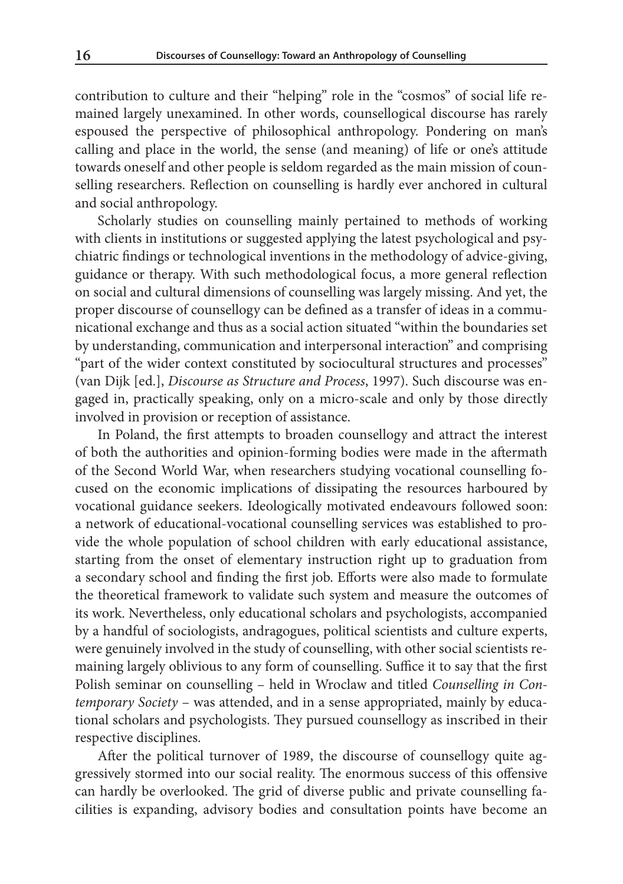contribution to culture and their "helping" role in the "cosmos" of social life remained largely unexamined. In other words, counsellogical discourse has rarely espoused the perspective of philosophical anthropology. Pondering on man's calling and place in the world, the sense (and meaning) of life or one's attitude towards oneself and other people is seldom regarded as the main mission of counselling researchers. Reflection on counselling is hardly ever anchored in cultural and social anthropology.

Scholarly studies on counselling mainly pertained to methods of working with clients in institutions or suggested applying the latest psychological and psychiatric findings or technological inventions in the methodology of advice-giving, guidance or therapy. With such methodological focus, a more general reflection on social and cultural dimensions of counselling was largely missing. And yet, the proper discourse of counsellogy can be defined as a transfer of ideas in a communicational exchange and thus as a social action situated "within the boundaries set by understanding, communication and interpersonal interaction" and comprising "part of the wider context constituted by sociocultural structures and processes" (van Dijk [ed.], *Discourse as Structure and Process*, 1997). Such discourse was engaged in, practically speaking, only on a micro-scale and only by those directly involved in provision or reception of assistance.

In Poland, the first attempts to broaden counsellogy and attract the interest of both the authorities and opinion-forming bodies were made in the aftermath of the Second World War, when researchers studying vocational counselling focused on the economic implications of dissipating the resources harboured by vocational guidance seekers. Ideologically motivated endeavours followed soon: a network of educational-vocational counselling services was established to provide the whole population of school children with early educational assistance, starting from the onset of elementary instruction right up to graduation from a secondary school and finding the first job. Efforts were also made to formulate the theoretical framework to validate such system and measure the outcomes of its work. Nevertheless, only educational scholars and psychologists, accompanied by a handful of sociologists, andragogues, political scientists and culture experts, were genuinely involved in the study of counselling, with other social scientists remaining largely oblivious to any form of counselling. Suffice it to say that the first Polish seminar on counselling – held in Wroclaw and titled *Counselling in Contemporary Society* – was attended, and in a sense appropriated, mainly by educational scholars and psychologists. They pursued counsellogy as inscribed in their respective disciplines.

After the political turnover of 1989, the discourse of counsellogy quite aggressively stormed into our social reality. The enormous success of this offensive can hardly be overlooked. The grid of diverse public and private counselling facilities is expanding, advisory bodies and consultation points have become an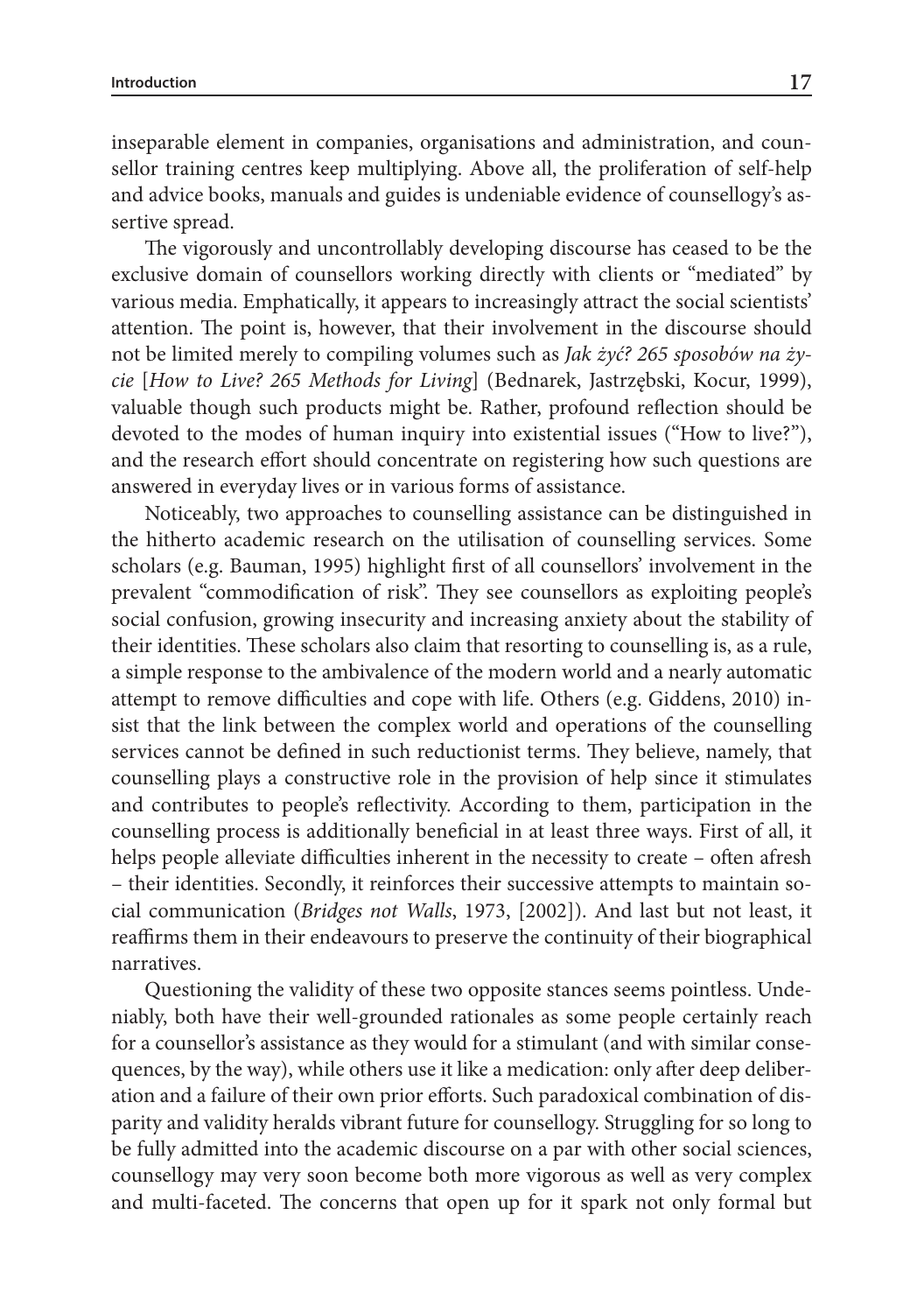inseparable element in companies, organisations and administration, and counsellor training centres keep multiplying. Above all, the proliferation of self-help and advice books, manuals and guides is undeniable evidence of counsellogy's assertive spread.

The vigorously and uncontrollably developing discourse has ceased to be the exclusive domain of counsellors working directly with clients or "mediated" by various media. Emphatically, it appears to increasingly attract the social scientists' attention. The point is, however, that their involvement in the discourse should not be limited merely to compiling volumes such as *Jak żyć? 265 sposobów na życie* [*How to Live? 265 Methods for Living*] (Bednarek, Jastrzębski, Kocur, 1999), valuable though such products might be. Rather, profound reflection should be devoted to the modes of human inquiry into existential issues ("How to live?"), and the research effort should concentrate on registering how such questions are answered in everyday lives or in various forms of assistance.

Noticeably, two approaches to counselling assistance can be distinguished in the hitherto academic research on the utilisation of counselling services. Some scholars (e.g. Bauman, 1995) highlight first of all counsellors' involvement in the prevalent "commodification of risk". They see counsellors as exploiting people's social confusion, growing insecurity and increasing anxiety about the stability of their identities. These scholars also claim that resorting to counselling is, as a rule, a simple response to the ambivalence of the modern world and a nearly automatic attempt to remove difficulties and cope with life. Others (e.g. Giddens, 2010) insist that the link between the complex world and operations of the counselling services cannot be defined in such reductionist terms. They believe, namely, that counselling plays a constructive role in the provision of help since it stimulates and contributes to people's reflectivity. According to them, participation in the counselling process is additionally beneficial in at least three ways. First of all, it helps people alleviate difficulties inherent in the necessity to create – often afresh – their identities. Secondly, it reinforces their successive attempts to maintain social communication (*Bridges not Walls*, 1973, [2002]). And last but not least, it reaffirms them in their endeavours to preserve the continuity of their biographical narratives.

Questioning the validity of these two opposite stances seems pointless. Undeniably, both have their well-grounded rationales as some people certainly reach for a counsellor's assistance as they would for a stimulant (and with similar consequences, by the way), while others use it like a medication: only after deep deliberation and a failure of their own prior efforts. Such paradoxical combination of disparity and validity heralds vibrant future for counsellogy. Struggling for so long to be fully admitted into the academic discourse on a par with other social sciences, counsellogy may very soon become both more vigorous as well as very complex and multi-faceted. The concerns that open up for it spark not only formal but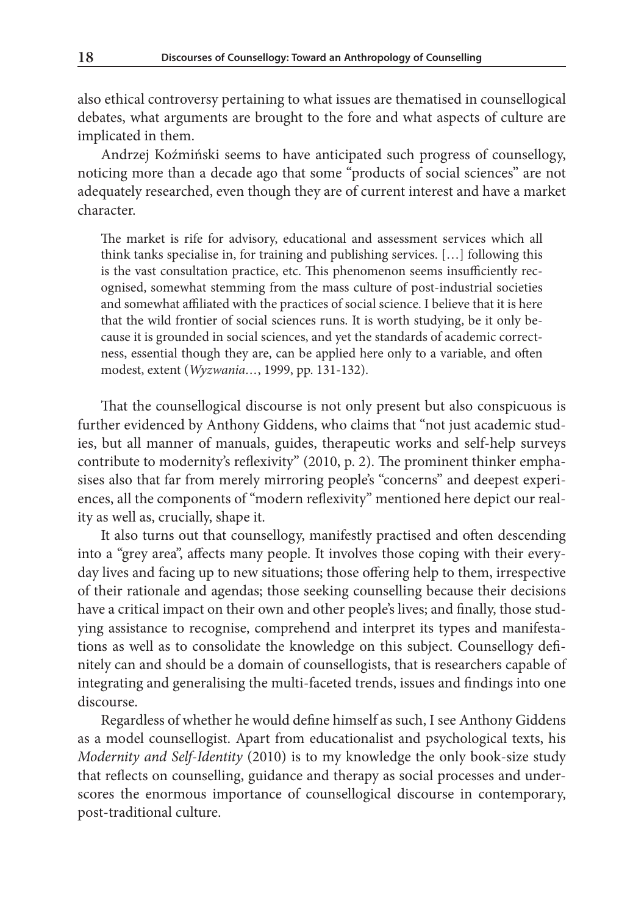also ethical controversy pertaining to what issues are thematised in counsellogical debates, what arguments are brought to the fore and what aspects of culture are implicated in them.

Andrzej Koźmiński seems to have anticipated such progress of counsellogy, noticing more than a decade ago that some "products of social sciences" are not adequately researched, even though they are of current interest and have a market character.

> The market is rife for advisory, educational and assessment services which all think tanks specialise in, for training and publishing services. […] following this is the vast consultation practice, etc. This phenomenon seems insufficiently recognised, somewhat stemming from the mass culture of post-industrial societies and somewhat affiliated with the practices of social science. I believe that it is here that the wild frontier of social sciences runs. It is worth studying, be it only because it is grounded in social sciences, and yet the standards of academic correctness, essential though they are, can be applied here only to a variable, and often modest, extent (*Wyzwania*…, 1999, pp. 131-132).

That the counsellogical discourse is not only present but also conspicuous is further evidenced by Anthony Giddens, who claims that "not just academic studies, but all manner of manuals, guides, therapeutic works and self-help surveys contribute to modernity's reflexivity" (2010, p. 2). The prominent thinker emphasises also that far from merely mirroring people's "concerns" and deepest experiences, all the components of "modern reflexivity" mentioned here depict our reality as well as, crucially, shape it.

It also turns out that counsellogy, manifestly practised and often descending into a "grey area", affects many people. It involves those coping with their everyday lives and facing up to new situations; those offering help to them, irrespective of their rationale and agendas; those seeking counselling because their decisions have a critical impact on their own and other people's lives; and finally, those studying assistance to recognise, comprehend and interpret its types and manifestations as well as to consolidate the knowledge on this subject. Counsellogy definitely can and should be a domain of counsellogists, that is researchers capable of integrating and generalising the multi-faceted trends, issues and findings into one discourse.

Regardless of whether he would define himself as such, I see Anthony Giddens as a model counsellogist. Apart from educationalist and psychological texts, his *Modernity and Self-Identity* (2010) is to my knowledge the only book-size study that reflects on counselling, guidance and therapy as social processes and underscores the enormous importance of counsellogical discourse in contemporary, post-traditional culture.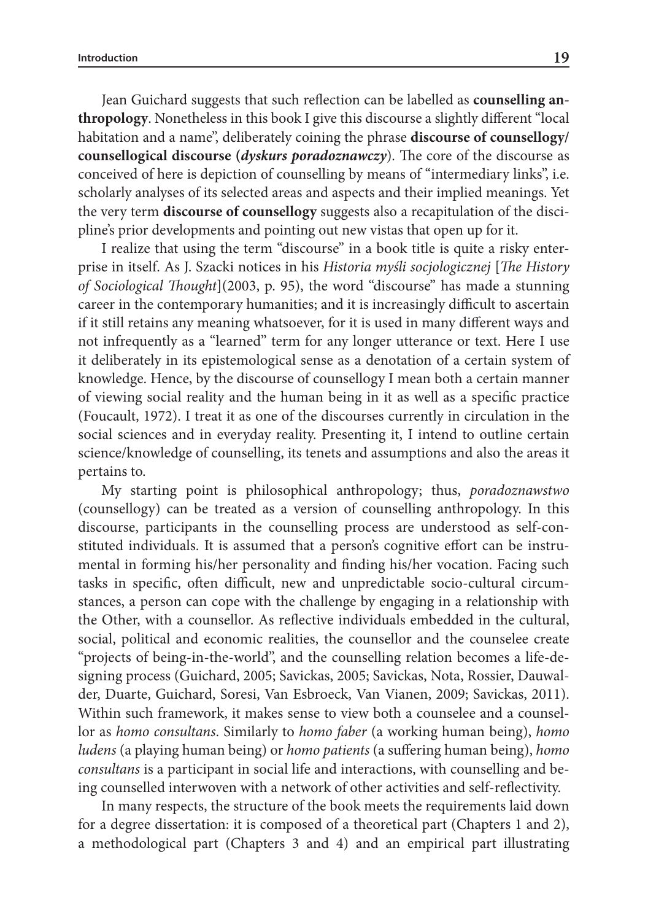Jean Guichard suggests that such reflection can be labelled as **counselling anthropology**. Nonetheless in this book I give this discourse a slightly different "local habitation and a name", deliberately coining the phrase **discourse of counsellogy/ counsellogical discourse (*dyskurs poradoznawczy*)**. The core of the discourse as conceived of here is depiction of counselling by means of "intermediary links", i.e. scholarly analyses of its selected areas and aspects and their implied meanings. Yet the very term **discourse of counsellogy** suggests also a recapitulation of the discipline's prior developments and pointing out new vistas that open up for it.

I realize that using the term "discourse" in a book title is quite a risky enterprise in itself. As J. Szacki notices in his *Historia myśli socjologicznej* [*The History of Sociological Thought*](2003, p. 95), the word "discourse" has made a stunning career in the contemporary humanities; and it is increasingly difficult to ascertain if it still retains any meaning whatsoever, for it is used in many different ways and not infrequently as a "learned" term for any longer utterance or text. Here I use it deliberately in its epistemological sense as a denotation of a certain system of knowledge. Hence, by the discourse of counsellogy I mean both a certain manner of viewing social reality and the human being in it as well as a specific practice (Foucault, 1972). I treat it as one of the discourses currently in circulation in the social sciences and in everyday reality. Presenting it, I intend to outline certain science/knowledge of counselling, its tenets and assumptions and also the areas it pertains to.

My starting point is philosophical anthropology; thus, *poradoznawstwo* (counsellogy) can be treated as a version of counselling anthropology. In this discourse, participants in the counselling process are understood as self-constituted individuals. It is assumed that a person's cognitive effort can be instrumental in forming his/her personality and finding his/her vocation. Facing such tasks in specific, often difficult, new and unpredictable socio-cultural circumstances, a person can cope with the challenge by engaging in a relationship with the Other, with a counsellor. As reflective individuals embedded in the cultural, social, political and economic realities, the counsellor and the counselee create "projects of being-in-the-world", and the counselling relation becomes a life-designing process (Guichard, 2005; Savickas, 2005; Savickas, Nota, Rossier, Dauwalder, Duarte, Guichard, Soresi, Van Esbroeck, Van Vianen, 2009; Savickas, 2011). Within such framework, it makes sense to view both a counselee and a counsellor as *homo consultans*. Similarly to *homo faber* (a working human being), *homo ludens* (a playing human being) or *homo patients* (a suffering human being), *homo consultans* is a participant in social life and interactions, with counselling and being counselled interwoven with a network of other activities and self-reflectivity.

In many respects, the structure of the book meets the requirements laid down for a degree dissertation: it is composed of a theoretical part (Chapters 1 and 2), a methodological part (Chapters 3 and 4) and an empirical part illustrating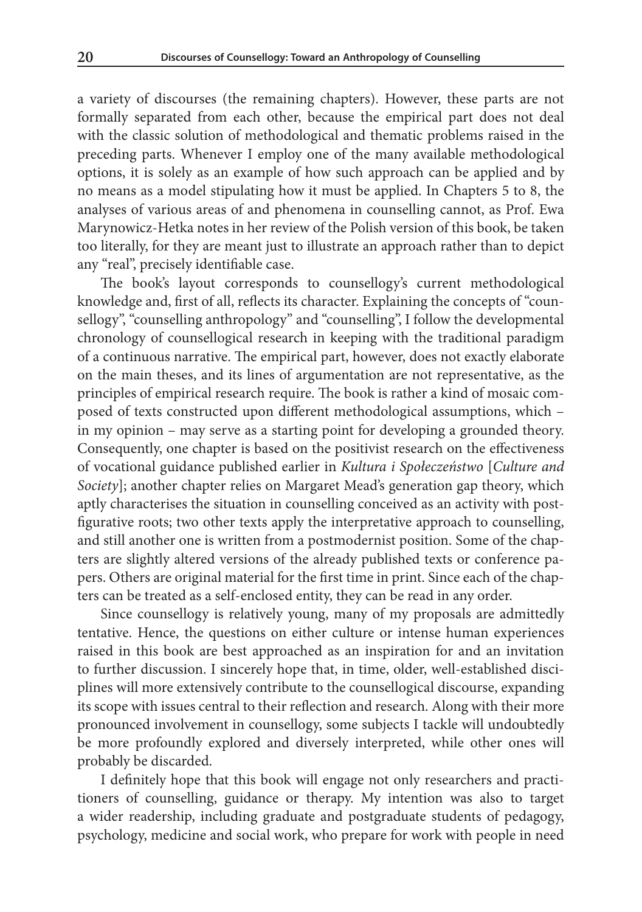a variety of discourses (the remaining chapters). However, these parts are not formally separated from each other, because the empirical part does not deal with the classic solution of methodological and thematic problems raised in the preceding parts. Whenever I employ one of the many available methodological options, it is solely as an example of how such approach can be applied and by no means as a model stipulating how it must be applied. In Chapters 5 to 8, the analyses of various areas of and phenomena in counselling cannot, as Prof. Ewa Marynowicz-Hetka notes in her review of the Polish version of this book, be taken too literally, for they are meant just to illustrate an approach rather than to depict any "real", precisely identifiable case.

The book's layout corresponds to counsellogy's current methodological knowledge and, first of all, reflects its character. Explaining the concepts of "counsellogy", "counselling anthropology" and "counselling", I follow the developmental chronology of counsellogical research in keeping with the traditional paradigm of a continuous narrative. The empirical part, however, does not exactly elaborate on the main theses, and its lines of argumentation are not representative, as the principles of empirical research require. The book is rather a kind of mosaic composed of texts constructed upon different methodological assumptions, which – in my opinion – may serve as a starting point for developing a grounded theory. Consequently, one chapter is based on the positivist research on the effectiveness of vocational guidance published earlier in *Kultura i Społeczeństwo* [*Culture and Society*]; another chapter relies on Margaret Mead's generation gap theory, which aptly characterises the situation in counselling conceived as an activity with post-figurative roots; two other texts apply the interpretative approach to counselling, and still another one is written from a postmodernist position. Some of the chapters are slightly altered versions of the already published texts or conference papers. Others are original material for the first time in print. Since each of the chapters can be treated as a self-enclosed entity, they can be read in any order.

Since counsellogy is relatively young, many of my proposals are admittedly tentative. Hence, the questions on either culture or intense human experiences raised in this book are best approached as an inspiration for and an invitation to further discussion. I sincerely hope that, in time, older, well-established disciplines will more extensively contribute to the counsellogical discourse, expanding its scope with issues central to their reflection and research. Along with their more pronounced involvement in counsellogy, some subjects I tackle will undoubtedly be more profoundly explored and diversely interpreted, while other ones will probably be discarded.

I definitely hope that this book will engage not only researchers and practitioners of counselling, guidance or therapy. My intention was also to target a wider readership, including graduate and postgraduate students of pedagogy, psychology, medicine and social work, who prepare for work with people in need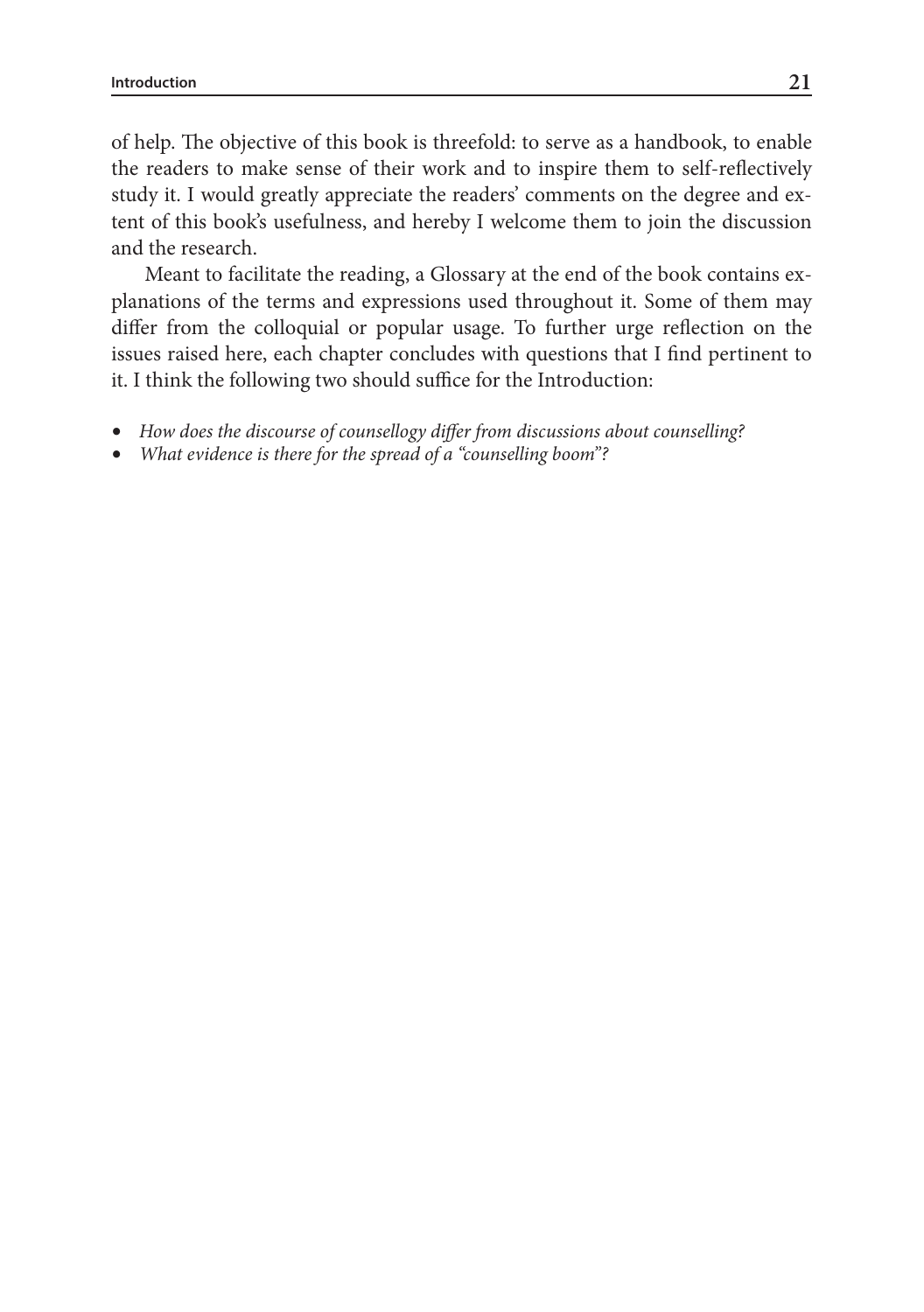of help. The objective of this book is threefold: to serve as a handbook, to enable the readers to make sense of their work and to inspire them to self-reflectively study it. I would greatly appreciate the readers' comments on the degree and extent of this book's usefulness, and hereby I welcome them to join the discussion and the research.

Meant to facilitate the reading, a Glossary at the end of the book contains explanations of the terms and expressions used throughout it. Some of them may differ from the colloquial or popular usage. To further urge reflection on the issues raised here, each chapter concludes with questions that I find pertinent to it. I think the following two should suffice for the Introduction:

- *How does the discourse of counsellogy differ from discussions about counselling?*
- *What evidence is there for the spread of a "counselling boom"?*